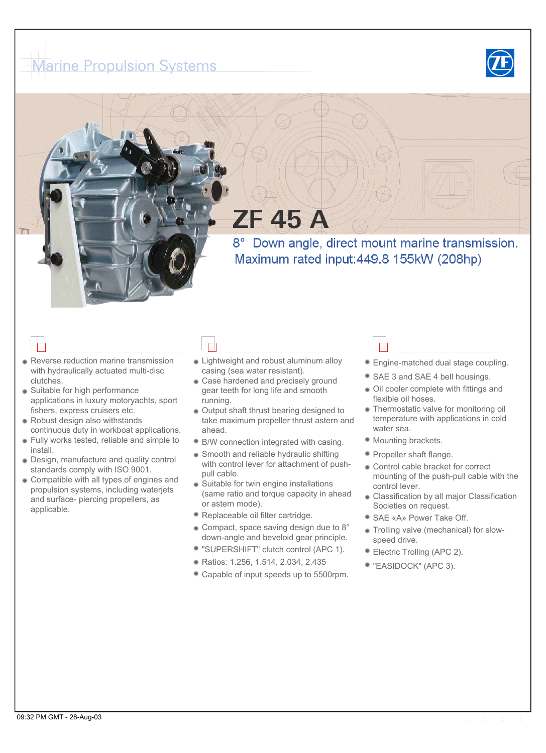# Marine Propulsion Systems

# ZF 45 A

## 8° Down angle, direct mount marine transmission. Maximum rated input:449.8 155kW (208hp)

- Reverse reduction marine transmission with hydraulically actuated multi-disc clutches.
- Suitable for high performance applications in luxury motoryachts, sport fishers, express cruisers etc.
- Robust design also withstands continuous duty in workboat applications.
- Fully works tested, reliable and simple to install.
- Design, manufacture and quality control standards comply with ISO 9001.
- Compatible with all types of engines and propulsion systems, including waterjets and surface- piercing propellers, as applicable.

- Lightweight and robust aluminum alloy casing (sea water resistant).
- Case hardened and precisely ground gear teeth for long life and smooth running.
- Output shaft thrust bearing designed to take maximum propeller thrust astern and ahead.
- B/W connection integrated with casing.
- Smooth and reliable hydraulic shifting with control lever for attachment of push-pull cable.
- Suitable for twin engine installations (same ratio and torque capacity in ahead or astern mode).
- Replaceable oil filter cartridge.
- Compact, space saving design due to 8° down-angle and beveloid gear principle.
- "SUPERSHIFT" clutch control (APC 1).
- Ratios: 1.256, 1.514, 2.034, 2.435
- Capable of input speeds up to 5500rpm.

- Engine-matched dual stage coupling.
- SAE 3 and SAE 4 bell housings.
- Oil cooler complete with fittings and flexible oil hoses.
- Thermostatic valve for monitoring oil temperature with applications in cold water sea.
- Mounting brackets.
- Propeller shaft flange.
- Control cable bracket for correct mounting of the push-pull cable with the control lever.
- Classification by all major Classification Societies on request.
- SAE «A» Power Take Off.
- Trolling valve (mechanical) for slow-speed drive.
- Electric Trolling (APC 2).
- "EASIDOCK" (APC 3).

09:32 PM GMT - 28-Aug-03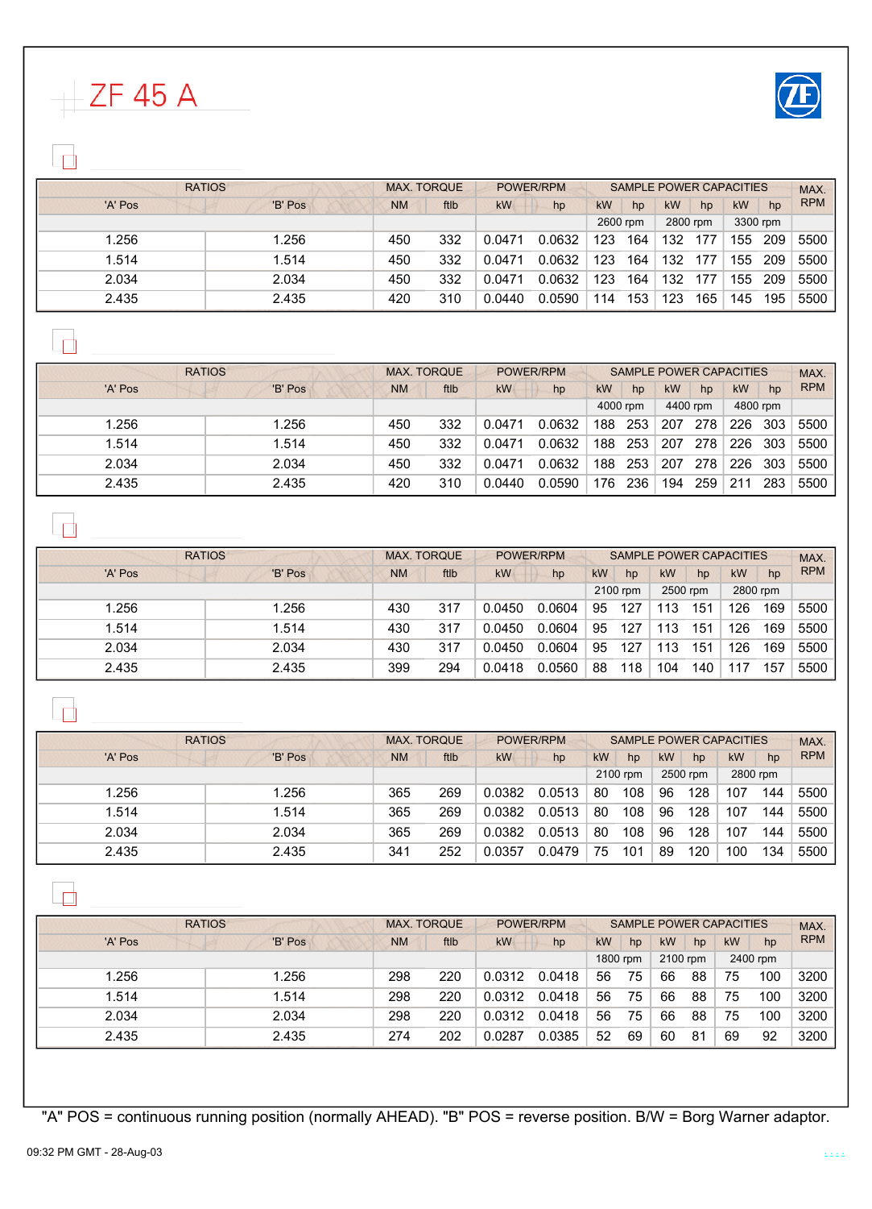# ZF 45 A

| RATIOS | | MAX. TORQUE | | POWER/RPM | | SAMPLE POWER CAPACITIES | | | | | | MAX. RPM |
|---|---|---|---|---|---|---|---|---|---|---|---|---|
| 'A' Pos | 'B' Pos | NM | ftlb | kW | hp | kW | hp | kW | hp | kW | hp | |
| | | | | | | 2600 rpm | | 2800 rpm | | 3300 rpm | | |
| 1.256 | 1.256 | 450 | 332 | 0.0471 | 0.0632 | 123 | 164 | 132 | 177 | 155 | 209 | 5500 |
| 1.514 | 1.514 | 450 | 332 | 0.0471 | 0.0632 | 123 | 164 | 132 | 177 | 155 | 209 | 5500 |
| 2.034 | 2.034 | 450 | 332 | 0.0471 | 0.0632 | 123 | 164 | 132 | 177 | 155 | 209 | 5500 |
| 2.435 | 2.435 | 420 | 310 | 0.0440 | 0.0590 | 114 | 153 | 123 | 165 | 145 | 195 | 5500 |

| RATIOS | | MAX. TORQUE | | POWER/RPM | | SAMPLE POWER CAPACITIES | | | | | | MAX. RPM |
|---|---|---|---|---|---|---|---|---|---|---|---|---|
| 'A' Pos | 'B' Pos | NM | ftlb | kW | hp | kW | hp | kW | hp | kW | hp | |
| | | | | | | 4000 rpm | | 4400 rpm | | 4800 rpm | | |
| 1.256 | 1.256 | 450 | 332 | 0.0471 | 0.0632 | 188 | 253 | 207 | 278 | 226 | 303 | 5500 |
| 1.514 | 1.514 | 450 | 332 | 0.0471 | 0.0632 | 188 | 253 | 207 | 278 | 226 | 303 | 5500 |
| 2.034 | 2.034 | 450 | 332 | 0.0471 | 0.0632 | 188 | 253 | 207 | 278 | 226 | 303 | 5500 |
| 2.435 | 2.435 | 420 | 310 | 0.0440 | 0.0590 | 176 | 236 | 194 | 259 | 211 | 283 | 5500 |

| RATIOS | | MAX. TORQUE | | POWER/RPM | | SAMPLE POWER CAPACITIES | | | | | | MAX. RPM |
|---|---|---|---|---|---|---|---|---|---|---|---|---|
| 'A' Pos | 'B' Pos | NM | ftlb | kW | hp | kW | hp | kW | hp | kW | hp | |
| | | | | | | 2100 rpm | | 2500 rpm | | 2800 rpm | | |
| 1.256 | 1.256 | 430 | 317 | 0.0450 | 0.0604 | 95 | 127 | 113 | 151 | 126 | 169 | 5500 |
| 1.514 | 1.514 | 430 | 317 | 0.0450 | 0.0604 | 95 | 127 | 113 | 151 | 126 | 169 | 5500 |
| 2.034 | 2.034 | 430 | 317 | 0.0450 | 0.0604 | 95 | 127 | 113 | 151 | 126 | 169 | 5500 |
| 2.435 | 2.435 | 399 | 294 | 0.0418 | 0.0560 | 88 | 118 | 104 | 140 | 117 | 157 | 5500 |

| RATIOS | | MAX. TORQUE | | POWER/RPM | | SAMPLE POWER CAPACITIES | | | | | | MAX. RPM |
|---|---|---|---|---|---|---|---|---|---|---|---|---|
| 'A' Pos | 'B' Pos | NM | ftlb | kW | hp | kW | hp | kW | hp | kW | hp | |
| | | | | | | 2100 rpm | | 2500 rpm | | 2800 rpm | | |
| 1.256 | 1.256 | 365 | 269 | 0.0382 | 0.0513 | 80 | 108 | 96 | 128 | 107 | 144 | 5500 |
| 1.514 | 1.514 | 365 | 269 | 0.0382 | 0.0513 | 80 | 108 | 96 | 128 | 107 | 144 | 5500 |
| 2.034 | 2.034 | 365 | 269 | 0.0382 | 0.0513 | 80 | 108 | 96 | 128 | 107 | 144 | 5500 |
| 2.435 | 2.435 | 341 | 252 | 0.0357 | 0.0479 | 75 | 101 | 89 | 120 | 100 | 134 | 5500 |

| RATIOS | | MAX. TORQUE | | POWER/RPM | | SAMPLE POWER CAPACITIES | | | | | | MAX. RPM |
|---|---|---|---|---|---|---|---|---|---|---|---|---|
| 'A' Pos | 'B' Pos | NM | ftlb | kW | hp | kW | hp | kW | hp | kW | hp | |
| | | | | | | 1800 rpm | | 2100 rpm | | 2400 rpm | | |
| 1.256 | 1.256 | 298 | 220 | 0.0312 | 0.0418 | 56 | 75 | 66 | 88 | 75 | 100 | 3200 |
| 1.514 | 1.514 | 298 | 220 | 0.0312 | 0.0418 | 56 | 75 | 66 | 88 | 75 | 100 | 3200 |
| 2.034 | 2.034 | 298 | 220 | 0.0312 | 0.0418 | 56 | 75 | 66 | 88 | 75 | 100 | 3200 |
| 2.435 | 2.435 | 274 | 202 | 0.0287 | 0.0385 | 52 | 69 | 60 | 81 | 69 | 92 | 3200 |

"A" POS = continuous running position (normally AHEAD). "B" POS = reverse position. B/W = Borg Warner adaptor.

09:32 PM GMT - 28-Aug-03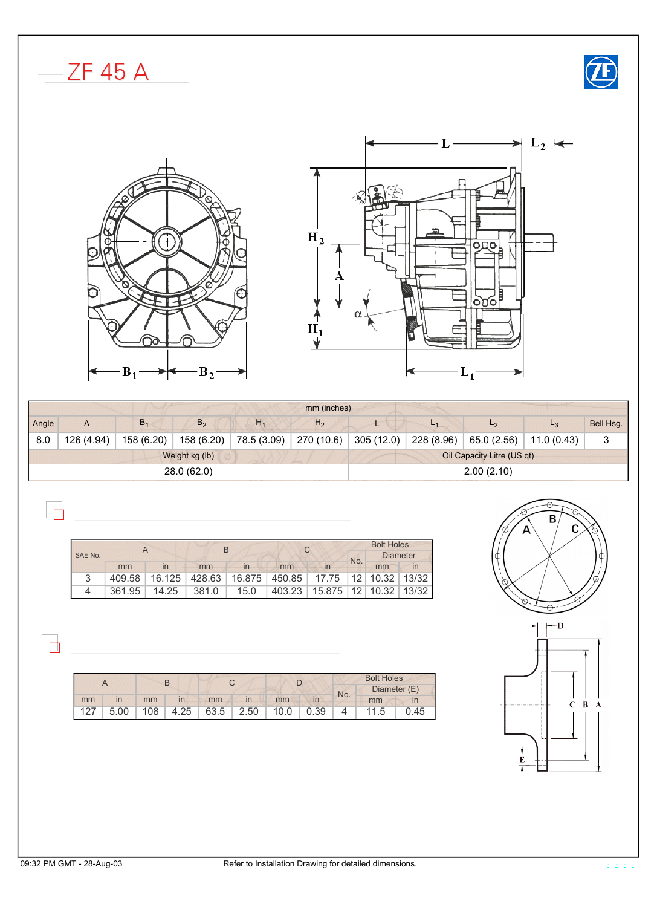# ZF 45 A

| mm (inches) | | | | | | | | | | |
|---|---|---|---|---|---|---|---|---|---|---|
| Angle | A | $B_1$ | $B_2$ | $H_1$ | $H_2$ | L | $L_1$ | $L_2$ | $L_3$ | Bell Hsg. |
| 8.0 | 126 (4.94) | 158 (6.20) | 158 (6.20) | 78.5 (3.09) | 270 (10.6) | 305 (12.0) | 228 (8.96) | 65.0 (2.56) | 11.0 (0.43) | 3 |

| Weight kg (lb) | Oil Capacity Litre (US qt) |
|---|---|
| 28.0 (62.0) | 2.00 (2.10) |

| SAE No. | A | | B | | C | | Bolt Holes | | |
|---|---|---|---|---|---|---|---|---|---|
| | | | | | | | No. | Diameter | |
| | mm | in | mm | in | mm | in | | mm | in |
| 3 | 409.58 | 16.125 | 428.63 | 16.875 | 450.85 | 17.75 | 12 | 10.32 | 13/32 |
| 4 | 361.95 | 14.25 | 381.0 | 15.0 | 403.23 | 15.875 | 12 | 10.32 | 13/32 |

| A | | B | | C | | D | | Bolt Holes | | |
|---|---|---|---|---|---|---|---|---|---|---|
| | | | | | | | | No. | Diameter (E) | |
| mm | in | mm | in | mm | in | mm | in | | mm | in |
| 127 | 5.00 | 108 | 4.25 | 63.5 | 2.50 | 10.0 | 0.39 | 4 | 11.5 | 0.45 |

09:32 PM GMT - 28-Aug-03 — Refer to Installation Drawing for detailed dimensions.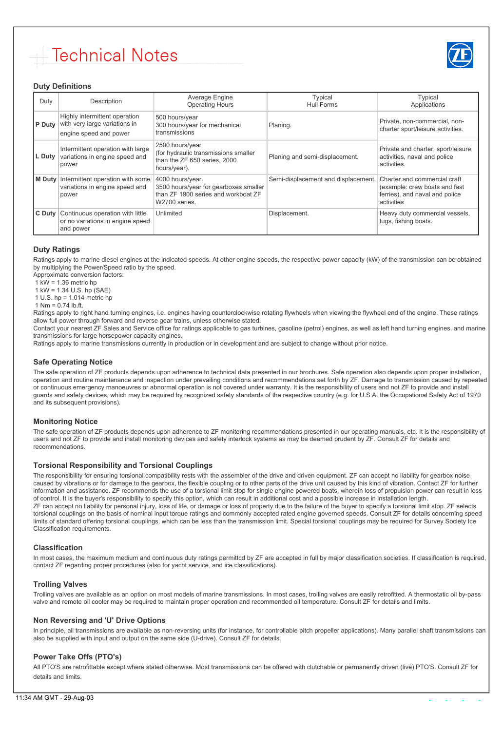# Technical Notes

## Duty Definitions

| Duty | Description | Average Engine Operating Hours | Typical Hull Forms | Typical Applications |
|---|---|---|---|---|
| **P Duty** | Highly intermittent operation with very large variations in engine speed and power | 500 hours/year<br>300 hours/year for mechanical transmissions | Planing. | Private, non-commercial, non-charter sport/leisure activities. |
| **L Duty** | Intermittent operation with large variations in engine speed and power | 2500 hours/year<br>(for hydraulic transmissions smaller than the ZF 650 series, 2000 hours/year). | Planing and semi-displacement. | Private and charter, sport/leisure activities, naval and police activities. |
| **M Duty** | Intermittent operation with some variations in engine speed and power | 4000 hours/year.<br>3500 hours/year for gearboxes smaller than ZF 1900 series and workboat ZF W2700 series. | Semi-displacement and displacement. | Charter and commercial craft (example: crew boats and fast ferries), and naval and police activities |
| **C Duty** | Continuous operation with little or no variations in engine speed and power | Unlimited | Displacement. | Heavy duty commercial vessels, tugs, fishing boats. |

## Duty Ratings

Ratings apply to marine diesel engines at the indicated speeds. At other engine speeds, the respective power capacity (kW) of the transmission can be obtained by multiplying the Power/Speed ratio by the speed.

Approximate conversion factors:

1 kW = 1.36 metric hp
1 kW = 1.34 U.S. hp (SAE)
1 U.S. hp = 1.014 metric hp
1 Nm = 0.74 lb.ft.

Ratings apply to right hand turning engines, i.e. engines having counterclockwise rotating flywheels when viewing the flywheel end of thc engine. These ratings allow full power through forward and reverse gear trains, unless otherwise stated.

Contact your nearest ZF Sales and Service office for ratings applicable to gas turbines, gasoline (petrol) engines, as well as left hand turning engines, and marine transmissions for large horsepower capacity engines.

Ratings apply to marine transmissions currently in production or in development and are subject to change without prior notice.

## Safe Operating Notice

The safe operation of ZF products depends upon adherence to technical data presented in our brochures. Safe operation also depends upon proper installation, operation and routine maintenance and inspection under prevailing conditions and recommendations set forth by ZF. Damage to transmission caused by repeated or continuous emergency manoeuvres or abnormal operation is not covered under warranty. It is the responsibility of users and not ZF to provide and install guards and safety devices, which may be required by recognized safety standards of the respective country (e.g. for U.S.A. the Occupational Safety Act of 1970 and its subsequent provisions).

## Monitoring Notice

The safe operation of ZF products depends upon adherence to ZF monitoring recommendations presented in our operating manuals, etc. It is the responsibility of users and not ZF to provide and install monitoring devices and safety interlock systems as may be deemed prudent by ZF. Consult ZF for details and recommendations.

## Torsional Responsibility and Torsional Couplings

The responsibility for ensuring torsional compatibility rests with the assembler of the drive and driven equipment. ZF can accept no liability for gearbox noise caused by vibrations or for damage to the gearbox, the flexible coupling or to other parts of the drive unit caused by this kind of vibration. Contact ZF for further information and assistance. ZF recommends the use of a torsional limit stop for single engine powered boats, wherein loss of propulsion power can result in loss of control. It is the buyer's responsibility to specify this option, which can result in additional cost and a possible increase in installation length.

ZF can accept no liability for personal injury, loss of life, or damage or loss of property due to the failure of the buyer to specify a torsional limit stop. ZF selects torsional couplings on the basis of nominal input torque ratings and commonly accepted rated engine governed speeds. Consult ZF for details concerning speed limits of standard offering torsional couplings, which can be less than the transmission limit. Special torsional couplings may be required for Survey Society Ice Classification requirements.

## Classification

In most cases, the maximum medium and continuous duty ratings permittcd by ZF are accepted in full by major classification societies. If classification is required, contact ZF regarding proper procedures (also for yacht service, and ice classifications).

## Trolling Valves

Trolling valves are available as an option on most models of marine transmissions. In most cases, trolling valves are easily retrofitted. A thermostatic oil by-pass valve and remote oil cooler may be required to maintain proper operation and recommended oil temperature. Consult ZF for details and limits.

## Non Reversing and 'U' Drive Options

In principle, all transmissions are available as non-reversing units (for instance, for controllable pitch propeller applications). Many parallel shaft transmissions can also be supplied with input and output on the same side (U-drive). Consult ZF for details.

## Power Take Offs (PTO's)

All PTO'S are retrofittable except where stated otherwise. Most transmissions can be offered with clutchable or permanently driven (live) PTO'S. Consult ZF for details and limits.